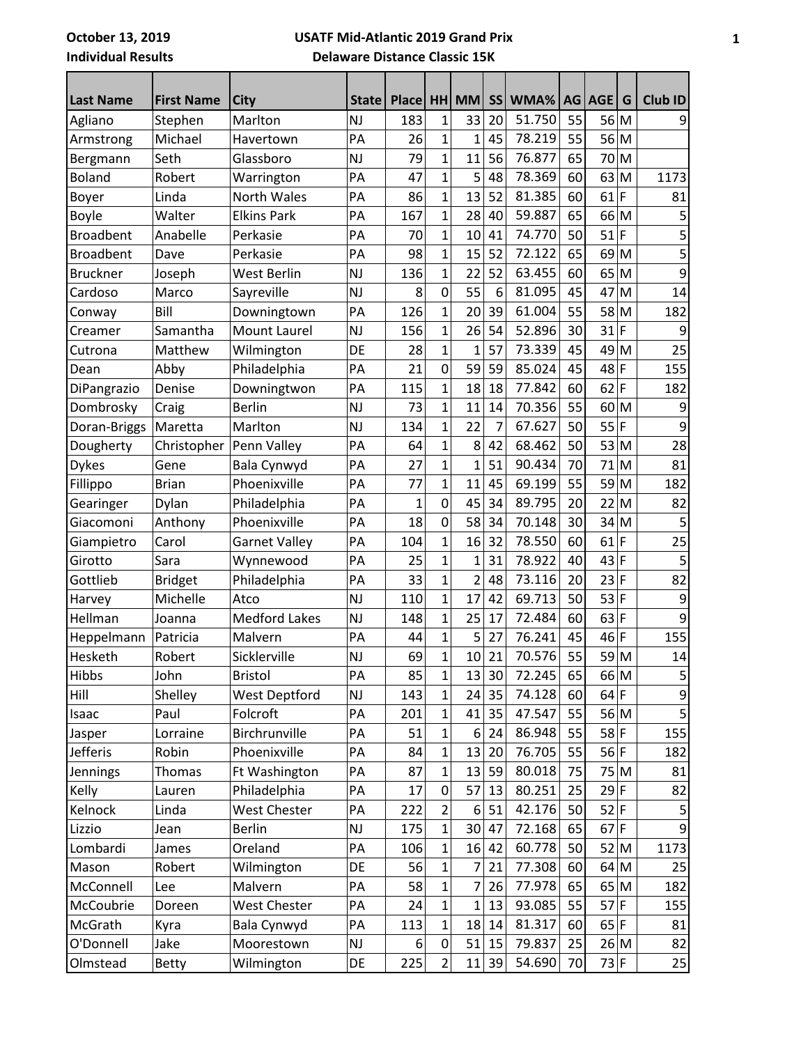**October 13, 2019**

**Individual Results**

**USATF Mid-Atlantic 2019 Grand Prix**

**Delaware Distance Classic 15K**

| Last Name | First Name | City | State | Place | HH | MM | SS | WMA% | AG | AGE | G | Club ID |
|---|---|---|---|---|---|---|---|---|---|---|---|---|
| Agliano | Stephen | Marlton | NJ | 183 | 1 | 33 | 20 | 51.750 | 55 | 56 | M | 9 |
| Armstrong | Michael | Havertown | PA | 26 | 1 | 1 | 45 | 78.219 | 55 | 56 | M | |
| Bergmann | Seth | Glassboro | NJ | 79 | 1 | 11 | 56 | 76.877 | 65 | 70 | M | |
| Boland | Robert | Warrington | PA | 47 | 1 | 5 | 48 | 78.369 | 60 | 63 | M | 1173 |
| Boyer | Linda | North Wales | PA | 86 | 1 | 13 | 52 | 81.385 | 60 | 61 | F | 81 |
| Boyle | Walter | Elkins Park | PA | 167 | 1 | 28 | 40 | 59.887 | 65 | 66 | M | 5 |
| Broadbent | Anabelle | Perkasie | PA | 70 | 1 | 10 | 41 | 74.770 | 50 | 51 | F | 5 |
| Broadbent | Dave | Perkasie | PA | 98 | 1 | 15 | 52 | 72.122 | 65 | 69 | M | 5 |
| Bruckner | Joseph | West Berlin | NJ | 136 | 1 | 22 | 52 | 63.455 | 60 | 65 | M | 9 |
| Cardoso | Marco | Sayreville | NJ | 8 | 0 | 55 | 6 | 81.095 | 45 | 47 | M | 14 |
| Conway | Bill | Downingtown | PA | 126 | 1 | 20 | 39 | 61.004 | 55 | 58 | M | 182 |
| Creamer | Samantha | Mount Laurel | NJ | 156 | 1 | 26 | 54 | 52.896 | 30 | 31 | F | 9 |
| Cutrona | Matthew | Wilmington | DE | 28 | 1 | 1 | 57 | 73.339 | 45 | 49 | M | 25 |
| Dean | Abby | Philadelphia | PA | 21 | 0 | 59 | 59 | 85.024 | 45 | 48 | F | 155 |
| DiPangrazio | Denise | Downingtwon | PA | 115 | 1 | 18 | 18 | 77.842 | 60 | 62 | F | 182 |
| Dombrosky | Craig | Berlin | NJ | 73 | 1 | 11 | 14 | 70.356 | 55 | 60 | M | 9 |
| Doran-Briggs | Maretta | Marlton | NJ | 134 | 1 | 22 | 7 | 67.627 | 50 | 55 | F | 9 |
| Dougherty | Christopher | Penn Valley | PA | 64 | 1 | 8 | 42 | 68.462 | 50 | 53 | M | 28 |
| Dykes | Gene | Bala Cynwyd | PA | 27 | 1 | 1 | 51 | 90.434 | 70 | 71 | M | 81 |
| Fillippo | Brian | Phoenixville | PA | 77 | 1 | 11 | 45 | 69.199 | 55 | 59 | M | 182 |
| Gearinger | Dylan | Philadelphia | PA | 1 | 0 | 45 | 34 | 89.795 | 20 | 22 | M | 82 |
| Giacomoni | Anthony | Phoenixville | PA | 18 | 0 | 58 | 34 | 70.148 | 30 | 34 | M | 5 |
| Giampietro | Carol | Garnet Valley | PA | 104 | 1 | 16 | 32 | 78.550 | 60 | 61 | F | 25 |
| Girotto | Sara | Wynnewood | PA | 25 | 1 | 1 | 31 | 78.922 | 40 | 43 | F | 5 |
| Gottlieb | Bridget | Philadelphia | PA | 33 | 1 | 2 | 48 | 73.116 | 20 | 23 | F | 82 |
| Harvey | Michelle | Atco | NJ | 110 | 1 | 17 | 42 | 69.713 | 50 | 53 | F | 9 |
| Hellman | Joanna | Medford Lakes | NJ | 148 | 1 | 25 | 17 | 72.484 | 60 | 63 | F | 9 |
| Heppelmann | Patricia | Malvern | PA | 44 | 1 | 5 | 27 | 76.241 | 45 | 46 | F | 155 |
| Hesketh | Robert | Sicklerville | NJ | 69 | 1 | 10 | 21 | 70.576 | 55 | 59 | M | 14 |
| Hibbs | John | Bristol | PA | 85 | 1 | 13 | 30 | 72.245 | 65 | 66 | M | 5 |
| Hill | Shelley | West Deptford | NJ | 143 | 1 | 24 | 35 | 74.128 | 60 | 64 | F | 9 |
| Isaac | Paul | Folcroft | PA | 201 | 1 | 41 | 35 | 47.547 | 55 | 56 | M | 5 |
| Jasper | Lorraine | Birchrunville | PA | 51 | 1 | 6 | 24 | 86.948 | 55 | 58 | F | 155 |
| Jefferis | Robin | Phoenixville | PA | 84 | 1 | 13 | 20 | 76.705 | 55 | 56 | F | 182 |
| Jennings | Thomas | Ft Washington | PA | 87 | 1 | 13 | 59 | 80.018 | 75 | 75 | M | 81 |
| Kelly | Lauren | Philadelphia | PA | 17 | 0 | 57 | 13 | 80.251 | 25 | 29 | F | 82 |
| Kelnock | Linda | West Chester | PA | 222 | 2 | 6 | 51 | 42.176 | 50 | 52 | F | 5 |
| Lizzio | Jean | Berlin | NJ | 175 | 1 | 30 | 47 | 72.168 | 65 | 67 | F | 9 |
| Lombardi | James | Oreland | PA | 106 | 1 | 16 | 42 | 60.778 | 50 | 52 | M | 1173 |
| Mason | Robert | Wilmington | DE | 56 | 1 | 7 | 21 | 77.308 | 60 | 64 | M | 25 |
| McConnell | Lee | Malvern | PA | 58 | 1 | 7 | 26 | 77.978 | 65 | 65 | M | 182 |
| McCoubrie | Doreen | West Chester | PA | 24 | 1 | 1 | 13 | 93.085 | 55 | 57 | F | 155 |
| McGrath | Kyra | Bala Cynwyd | PA | 113 | 1 | 18 | 14 | 81.317 | 60 | 65 | F | 81 |
| O'Donnell | Jake | Moorestown | NJ | 6 | 0 | 51 | 15 | 79.837 | 25 | 26 | M | 82 |
| Olmstead | Betty | Wilmington | DE | 225 | 2 | 11 | 39 | 54.690 | 70 | 73 | F | 25 |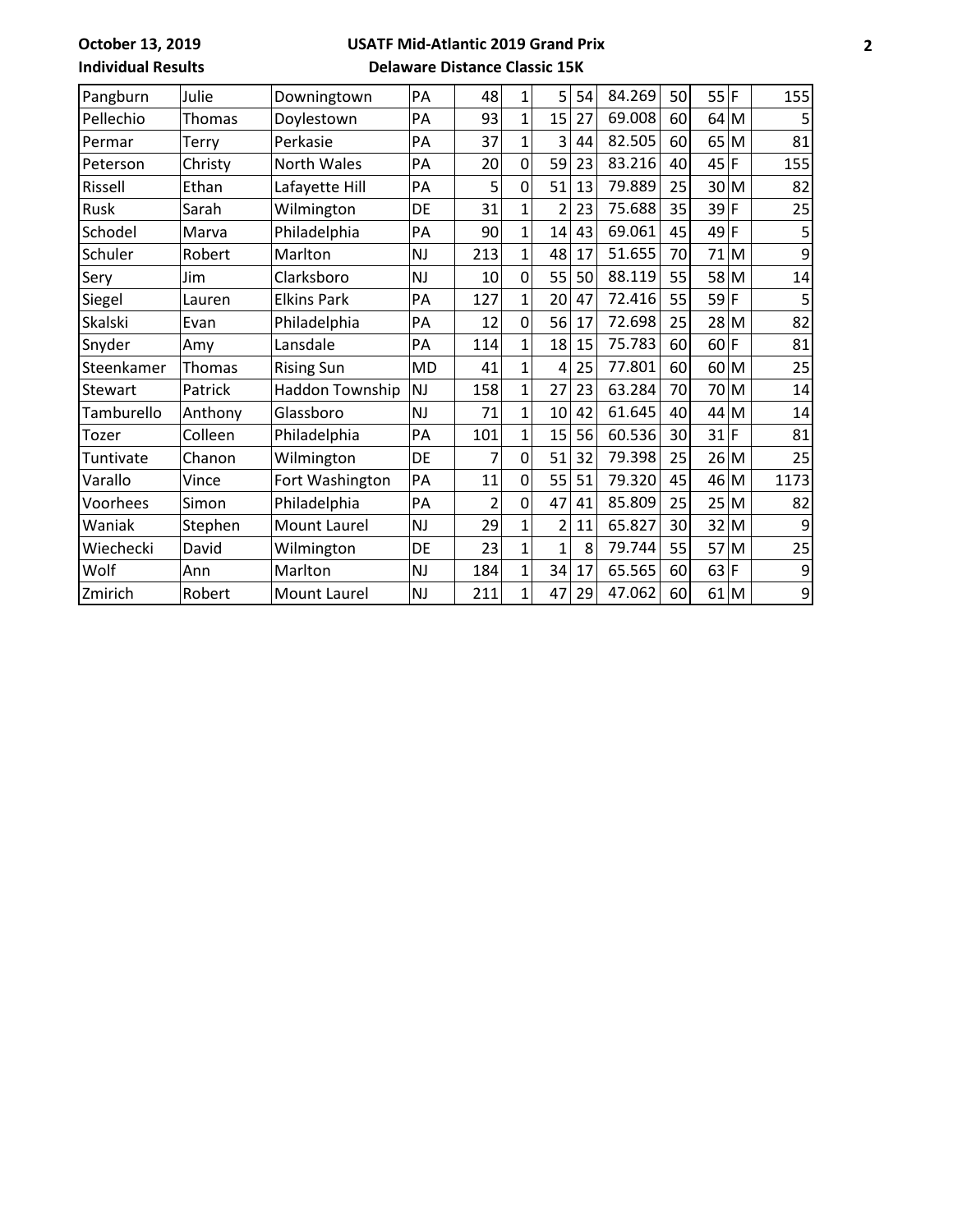**October 13, 2019** **USATF Mid-Atlantic 2019 Grand Prix**

**Individual Results** **Delaware Distance Classic 15K**

| | | | | | | | | | | | | |
|---|---|---|---|---|---|---|---|---|---|---|---|---|
| Pangburn | Julie | Downingtown | PA | 48 | 1 | 5 | 54 | 84.269 | 50 | 55 | F | 155 |
| Pellechio | Thomas | Doylestown | PA | 93 | 1 | 15 | 27 | 69.008 | 60 | 64 | M | 5 |
| Permar | Terry | Perkasie | PA | 37 | 1 | 3 | 44 | 82.505 | 60 | 65 | M | 81 |
| Peterson | Christy | North Wales | PA | 20 | 0 | 59 | 23 | 83.216 | 40 | 45 | F | 155 |
| Rissell | Ethan | Lafayette Hill | PA | 5 | 0 | 51 | 13 | 79.889 | 25 | 30 | M | 82 |
| Rusk | Sarah | Wilmington | DE | 31 | 1 | 2 | 23 | 75.688 | 35 | 39 | F | 25 |
| Schodel | Marva | Philadelphia | PA | 90 | 1 | 14 | 43 | 69.061 | 45 | 49 | F | 5 |
| Schuler | Robert | Marlton | NJ | 213 | 1 | 48 | 17 | 51.655 | 70 | 71 | M | 9 |
| Sery | Jim | Clarksboro | NJ | 10 | 0 | 55 | 50 | 88.119 | 55 | 58 | M | 14 |
| Siegel | Lauren | Elkins Park | PA | 127 | 1 | 20 | 47 | 72.416 | 55 | 59 | F | 5 |
| Skalski | Evan | Philadelphia | PA | 12 | 0 | 56 | 17 | 72.698 | 25 | 28 | M | 82 |
| Snyder | Amy | Lansdale | PA | 114 | 1 | 18 | 15 | 75.783 | 60 | 60 | F | 81 |
| Steenkamer | Thomas | Rising Sun | MD | 41 | 1 | 4 | 25 | 77.801 | 60 | 60 | M | 25 |
| Stewart | Patrick | Haddon Township | NJ | 158 | 1 | 27 | 23 | 63.284 | 70 | 70 | M | 14 |
| Tamburello | Anthony | Glassboro | NJ | 71 | 1 | 10 | 42 | 61.645 | 40 | 44 | M | 14 |
| Tozer | Colleen | Philadelphia | PA | 101 | 1 | 15 | 56 | 60.536 | 30 | 31 | F | 81 |
| Tuntivate | Chanon | Wilmington | DE | 7 | 0 | 51 | 32 | 79.398 | 25 | 26 | M | 25 |
| Varallo | Vince | Fort Washington | PA | 11 | 0 | 55 | 51 | 79.320 | 45 | 46 | M | 1173 |
| Voorhees | Simon | Philadelphia | PA | 2 | 0 | 47 | 41 | 85.809 | 25 | 25 | M | 82 |
| Waniak | Stephen | Mount Laurel | NJ | 29 | 1 | 2 | 11 | 65.827 | 30 | 32 | M | 9 |
| Wiechecki | David | Wilmington | DE | 23 | 1 | 1 | 8 | 79.744 | 55 | 57 | M | 25 |
| Wolf | Ann | Marlton | NJ | 184 | 1 | 34 | 17 | 65.565 | 60 | 63 | F | 9 |
| Zmirich | Robert | Mount Laurel | NJ | 211 | 1 | 47 | 29 | 47.062 | 60 | 61 | M | 9 |